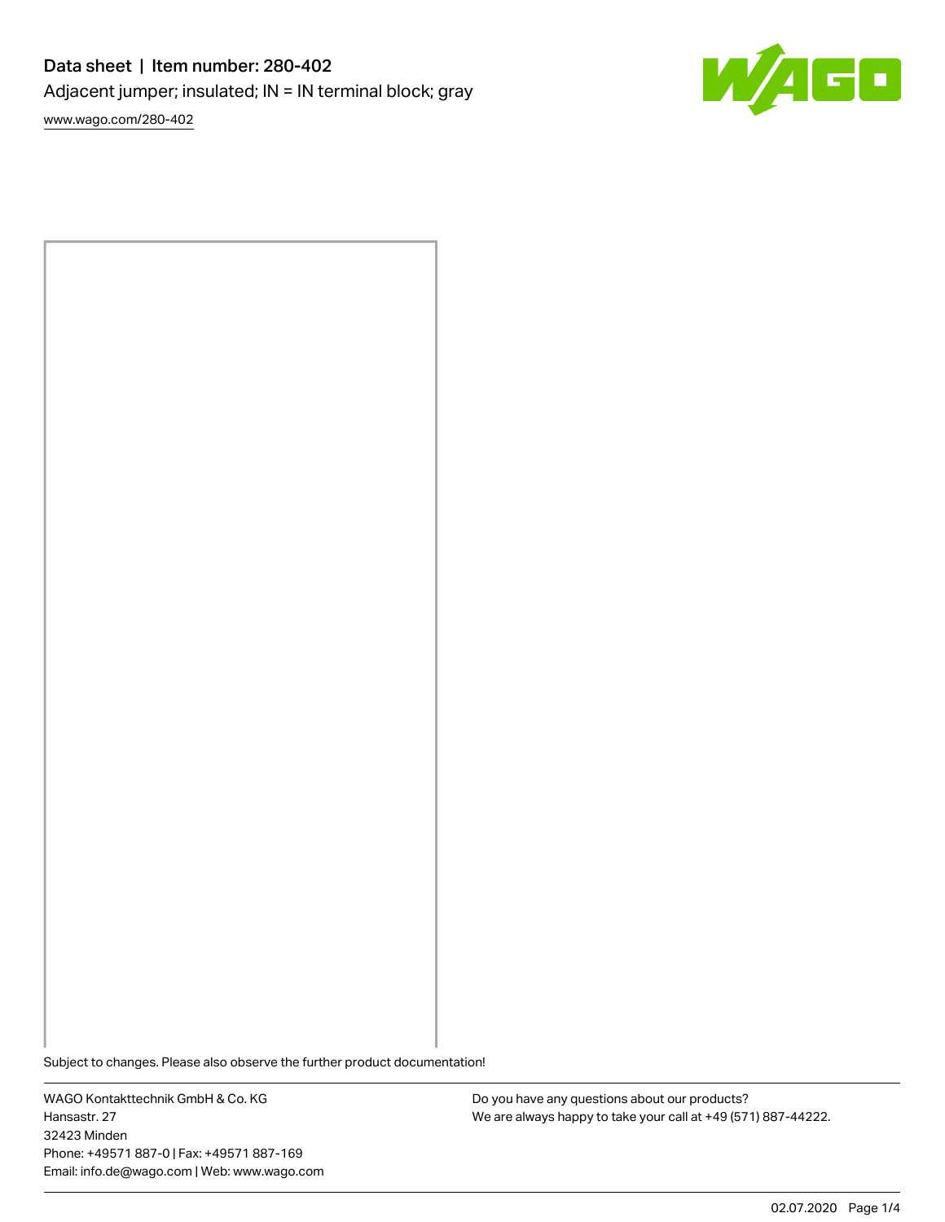# Data sheet | Item number: 280-402

Adjacent jumper; insulated; IN = IN terminal block; gray

www.wago.com/280-402

Subject to changes. Please also observe the further product documentation!

WAGO Kontakttechnik GmbH & Co. KG
Hansastr. 27
32423 Minden
Phone: +49571 887-0 | Fax: +49571 887-169
Email: info.de@wago.com | Web: www.wago.com

Do you have any questions about our products?
We are always happy to take your call at +49 (571) 887-44222.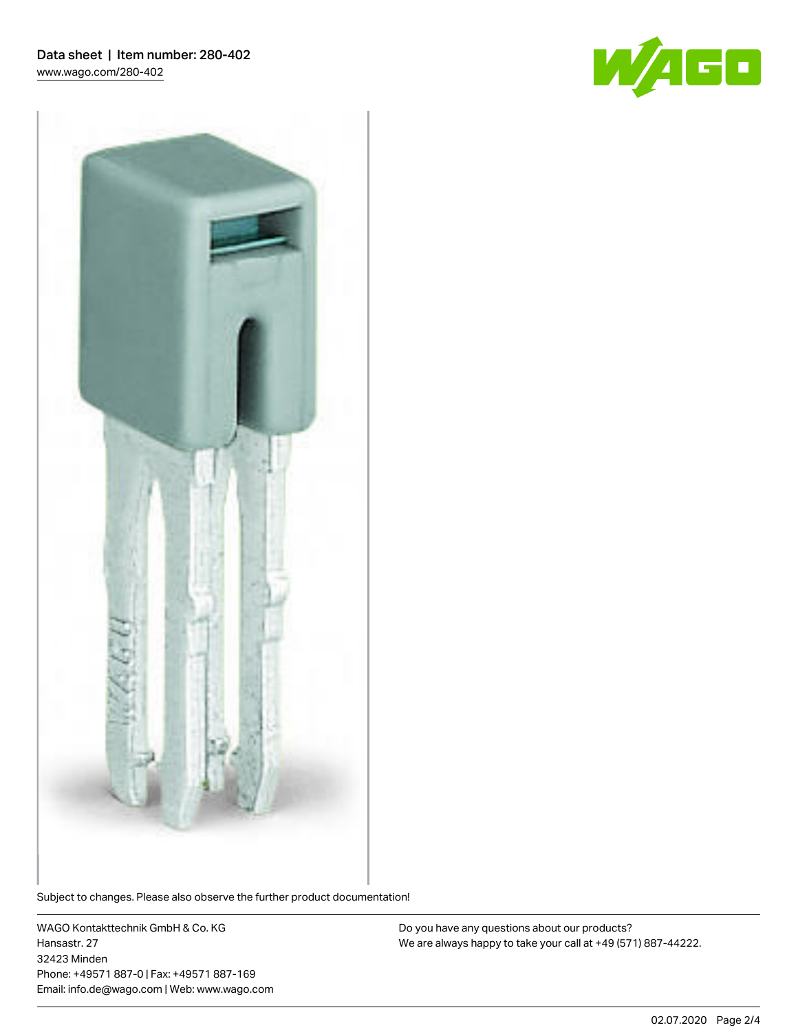Subject to changes. Please also observe the further product documentation!

WAGO Kontakttechnik GmbH & Co. KG
Hansastr. 27
32423 Minden
Phone: +49571 887-0 | Fax: +49571 887-169
Email: info.de@wago.com | Web: www.wago.com

Do you have any questions about our products?
We are always happy to take your call at +49 (571) 887-44222.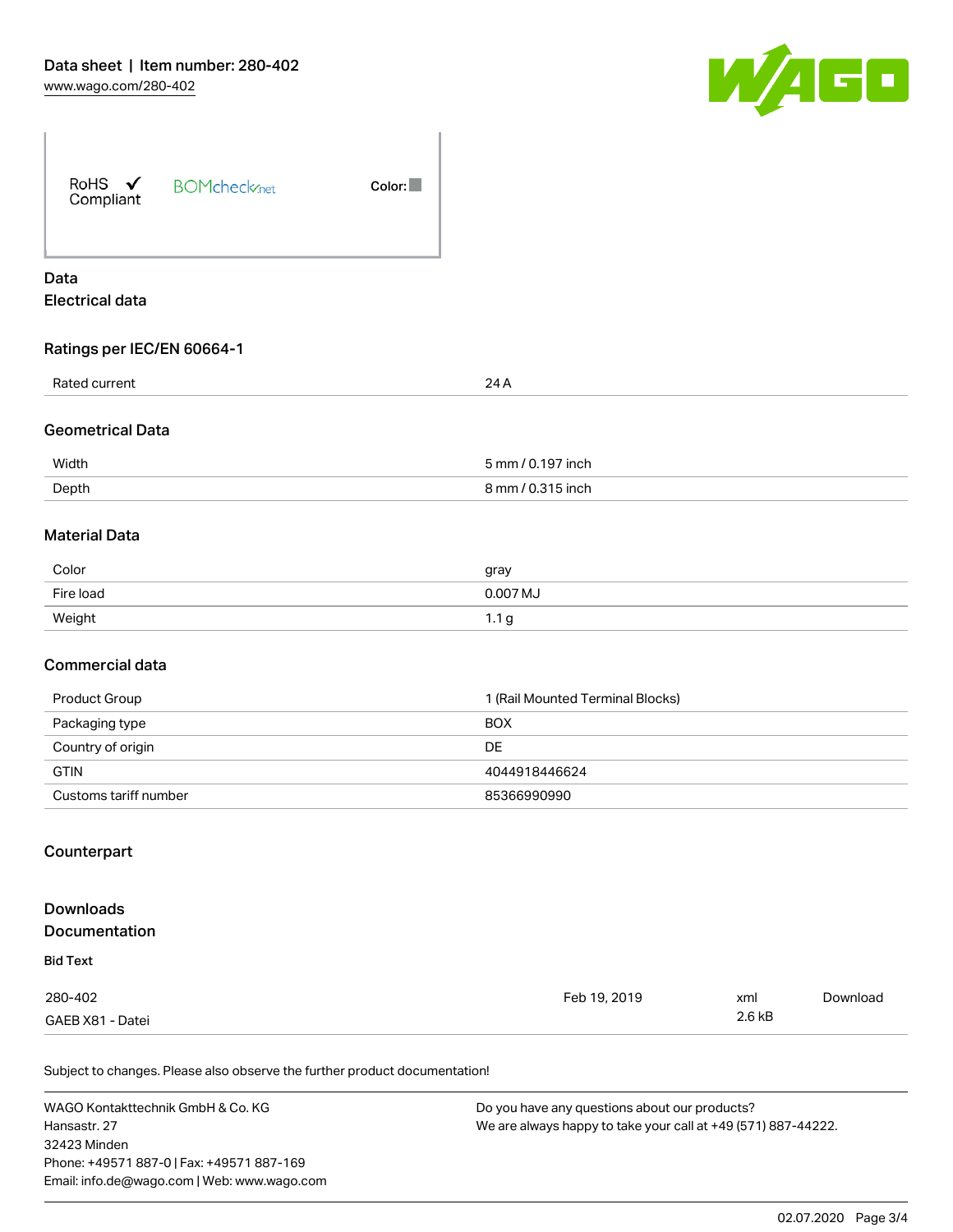Data sheet | Item number: 280-402

www.wago.com/280-402

RoHS ✓ Compliant

BOMcheck.net

Color:

## Data

### Electrical data

#### Ratings per IEC/EN 60664-1

| | |
|---|---|
| Rated current | 24 A |

#### Geometrical Data

| | |
|---|---|
| Width | 5 mm / 0.197 inch |
| Depth | 8 mm / 0.315 inch |

#### Material Data

| | |
|---|---|
| Color | gray |
| Fire load | 0.007 MJ |
| Weight | 1.1 g |

#### Commercial data

| | |
|---|---|
| Product Group | 1 (Rail Mounted Terminal Blocks) |
| Packaging type | BOX |
| Country of origin | DE |
| GTIN | 4044918446624 |
| Customs tariff number | 85366990990 |

## Counterpart

## Downloads

### Documentation

**Bid Text**

| | | | |
|---|---|---|---|
| 280-402<br>GAEB X81 - Datei | Feb 19, 2019 | xml<br>2.6 kB | Download |

Subject to changes. Please also observe the further product documentation!

WAGO Kontakttechnik GmbH & Co. KG
Hansastr. 27
32423 Minden
Phone: +49571 887-0 | Fax: +49571 887-169
Email: info.de@wago.com | Web: www.wago.com

Do you have any questions about our products?
We are always happy to take your call at +49 (571) 887-44222.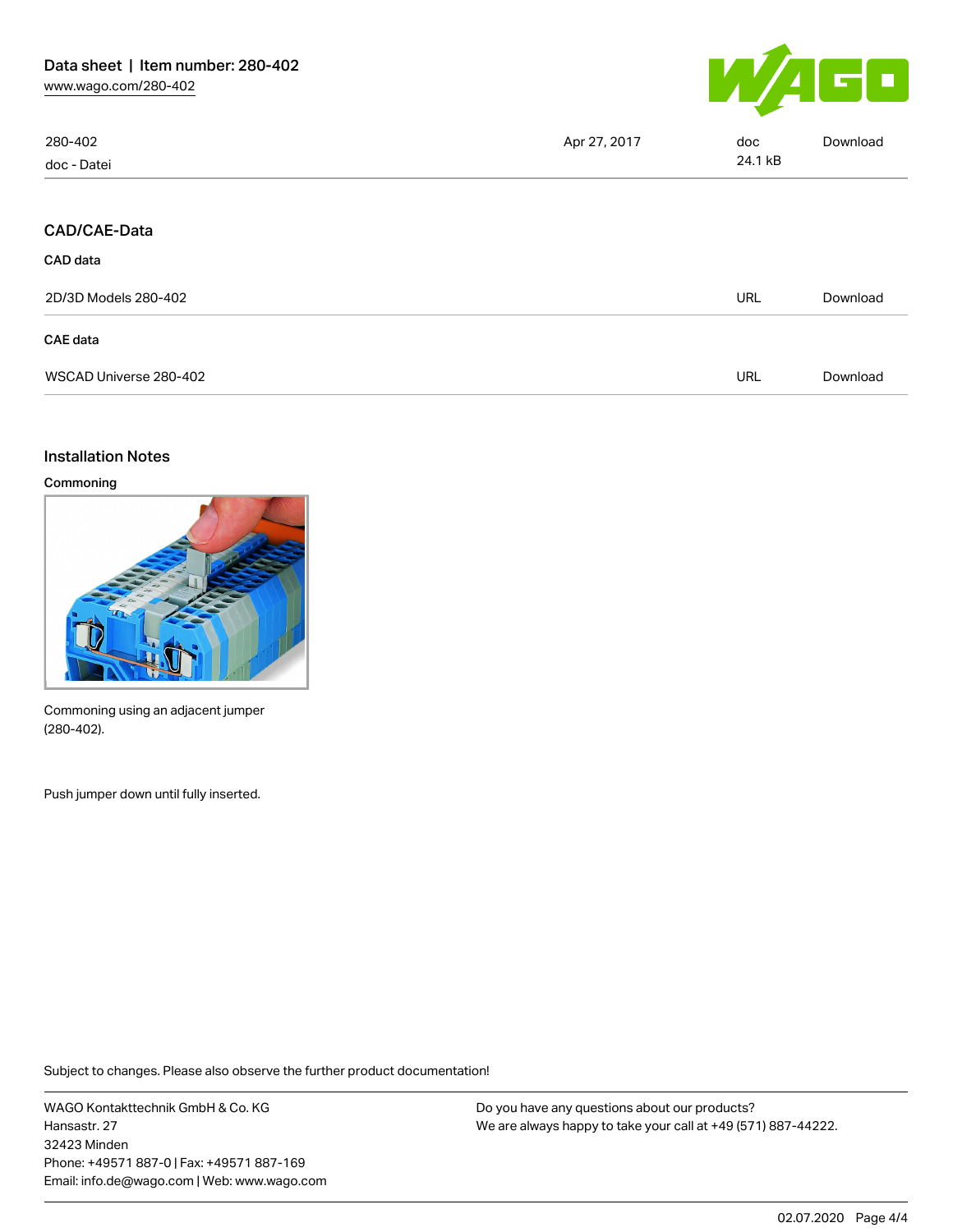| | | | |
|---|---|---|---|
| 280-402<br>doc - Datei | Apr 27, 2017 | doc<br>24.1 kB | Download |

## CAD/CAE-Data

### CAD data

| | | |
|---|---|---|
| 2D/3D Models 280-402 | URL | Download |

### CAE data

| | | |
|---|---|---|
| WSCAD Universe 280-402 | URL | Download |

## Installation Notes

### Commoning

Commoning using an adjacent jumper (280-402).

Push jumper down until fully inserted.

Subject to changes. Please also observe the further product documentation!

WAGO Kontakttechnik GmbH & Co. KG
Hansastr. 27
32423 Minden
Phone: +49571 887-0 | Fax: +49571 887-169
Email: info.de@wago.com | Web: www.wago.com

Do you have any questions about our products?
We are always happy to take your call at +49 (571) 887-44222.